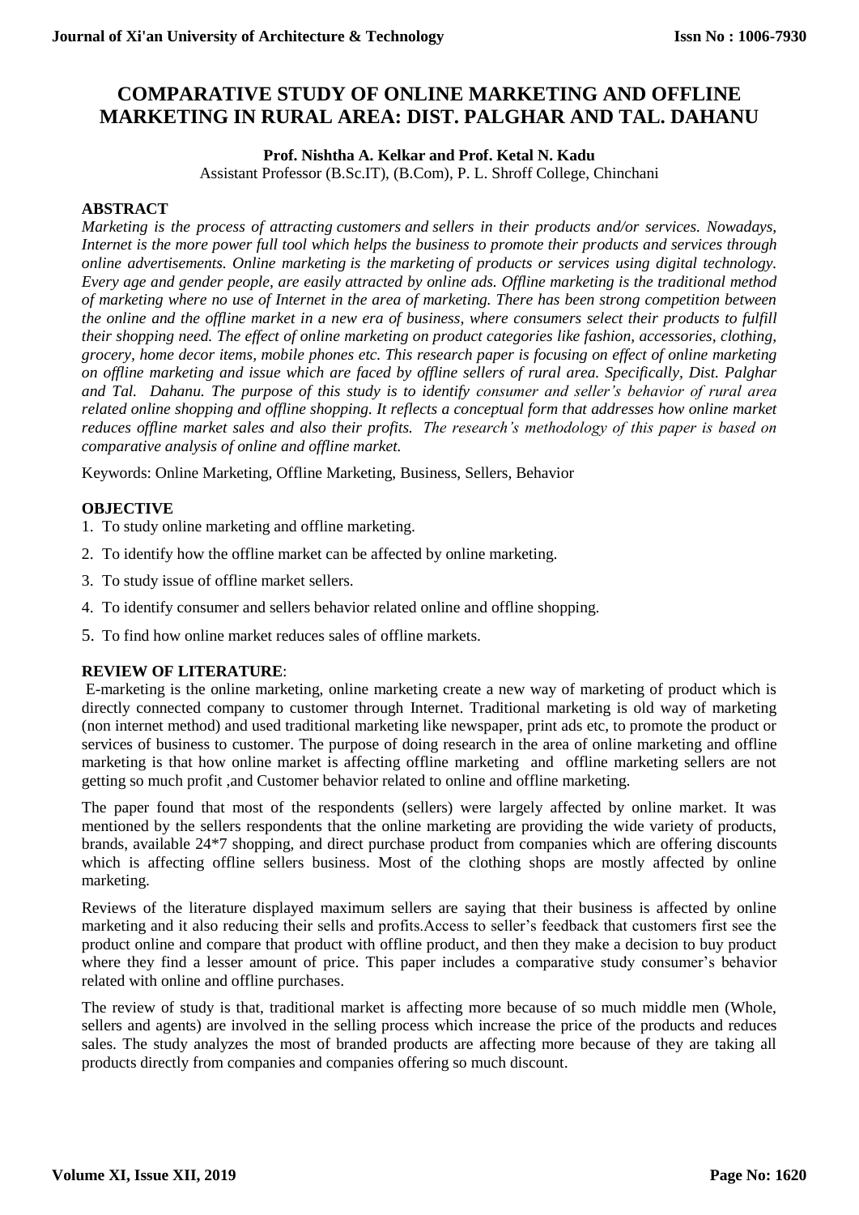# COMPARATIVE STUDY OF ONLINE MARKETING AND OFFLINE MARKETING IN RURAL AREA: DIST. PALGHAR AND TAL. DAHANU

**Prof. Nishtha A. Kelkar and Prof. Ketal N. Kadu**

Assistant Professor (B.Sc.IT), (B.Com), P. L. Shroff College, Chinchani

## ABSTRACT

*Marketing is the process of attracting customers and sellers in their products and/or services. Nowadays, Internet is the more power full tool which helps the business to promote their products and services through online advertisements. Online marketing is the marketing of products or services using digital technology. Every age and gender people, are easily attracted by online ads. Offline marketing is the traditional method of marketing where no use of Internet in the area of marketing. There has been strong competition between the online and the offline market in a new era of business, where consumers select their products to fulfill their shopping need. The effect of online marketing on product categories like fashion, accessories, clothing, grocery, home decor items, mobile phones etc. This research paper is focusing on effect of online marketing on offline marketing and issue which are faced by offline sellers of rural area. Specifically, Dist. Palghar and Tal. Dahanu. The purpose of this study is to identify consumer and seller's behavior of rural area related online shopping and offline shopping. It reflects a conceptual form that addresses how online market reduces offline market sales and also their profits. The research's methodology of this paper is based on comparative analysis of online and offline market.*

Keywords: Online Marketing, Offline Marketing, Business, Sellers, Behavior

## OBJECTIVE

1. To study online marketing and offline marketing.
2. To identify how the offline market can be affected by online marketing.
3. To study issue of offline market sellers.
4. To identify consumer and sellers behavior related online and offline shopping.
5. To find how online market reduces sales of offline markets.

## REVIEW OF LITERATURE:

E-marketing is the online marketing, online marketing create a new way of marketing of product which is directly connected company to customer through Internet. Traditional marketing is old way of marketing (non internet method) and used traditional marketing like newspaper, print ads etc, to promote the product or services of business to customer. The purpose of doing research in the area of online marketing and offline marketing is that how online market is affecting offline marketing and offline marketing sellers are not getting so much profit ,and Customer behavior related to online and offline marketing.

The paper found that most of the respondents (sellers) were largely affected by online market. It was mentioned by the sellers respondents that the online marketing are providing the wide variety of products, brands, available 24*7 shopping, and direct purchase product from companies which are offering discounts which is affecting offline sellers business. Most of the clothing shops are mostly affected by online marketing.

Reviews of the literature displayed maximum sellers are saying that their business is affected by online marketing and it also reducing their sells and profits.Access to seller's feedback that customers first see the product online and compare that product with offline product, and then they make a decision to buy product where they find a lesser amount of price. This paper includes a comparative study consumer's behavior related with online and offline purchases.

The review of study is that, traditional market is affecting more because of so much middle men (Whole, sellers and agents) are involved in the selling process which increase the price of the products and reduces sales. The study analyzes the most of branded products are affecting more because of they are taking all products directly from companies and companies offering so much discount.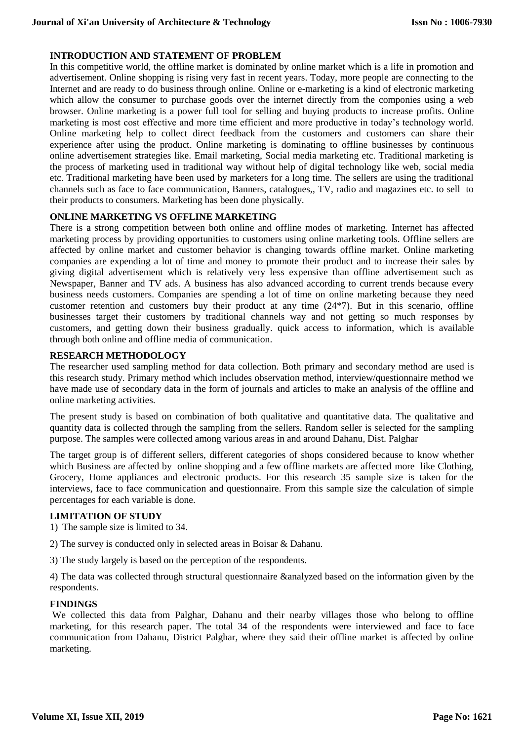## INTRODUCTION AND STATEMENT OF PROBLEM

In this competitive world, the offline market is dominated by online market which is a life in promotion and advertisement. Online shopping is rising very fast in recent years. Today, more people are connecting to the Internet and are ready to do business through online. Online or e-marketing is a kind of electronic marketing which allow the consumer to purchase goods over the internet directly from the componies using a web browser. Online marketing is a power full tool for selling and buying products to increase profits. Online marketing is most cost effective and more time efficient and more productive in today's technology world. Online marketing help to collect direct feedback from the customers and customers can share their experience after using the product. Online marketing is dominating to offline businesses by continuous online advertisement strategies like. Email marketing, Social media marketing etc. Traditional marketing is the process of marketing used in traditional way without help of digital technology like web, social media etc. Traditional marketing have been used by marketers for a long time. The sellers are using the traditional channels such as face to face communication, Banners, catalogues,, TV, radio and magazines etc. to sell to their products to consumers. Marketing has been done physically.

## ONLINE MARKETING VS OFFLINE MARKETING

There is a strong competition between both online and offline modes of marketing. Internet has affected marketing process by providing opportunities to customers using online marketing tools. Offline sellers are affected by online market and customer behavior is changing towards offline market. Online marketing companies are expending a lot of time and money to promote their product and to increase their sales by giving digital advertisement which is relatively very less expensive than offline advertisement such as Newspaper, Banner and TV ads. A business has also advanced according to current trends because every business needs customers. Companies are spending a lot of time on online marketing because they need customer retention and customers buy their product at any time (24*7). But in this scenario, offline businesses target their customers by traditional channels way and not getting so much responses by customers, and getting down their business gradually. quick access to information, which is available through both online and offline media of communication.

## RESEARCH METHODOLOGY

The researcher used sampling method for data collection. Both primary and secondary method are used is this research study. Primary method which includes observation method, interview/questionnaire method we have made use of secondary data in the form of journals and articles to make an analysis of the offline and online marketing activities.

The present study is based on combination of both qualitative and quantitative data. The qualitative and quantity data is collected through the sampling from the sellers. Random seller is selected for the sampling purpose. The samples were collected among various areas in and around Dahanu, Dist. Palghar

The target group is of different sellers, different categories of shops considered because to know whether which Business are affected by online shopping and a few offline markets are affected more like Clothing, Grocery, Home appliances and electronic products. For this research 35 sample size is taken for the interviews, face to face communication and questionnaire. From this sample size the calculation of simple percentages for each variable is done.

## LIMITATION OF STUDY

1) The sample size is limited to 34.

2) The survey is conducted only in selected areas in Boisar & Dahanu.

3) The study largely is based on the perception of the respondents.

4) The data was collected through structural questionnaire &analyzed based on the information given by the respondents.

## FINDINGS

We collected this data from Palghar, Dahanu and their nearby villages those who belong to offline marketing, for this research paper. The total 34 of the respondents were interviewed and face to face communication from Dahanu, District Palghar, where they said their offline market is affected by online marketing.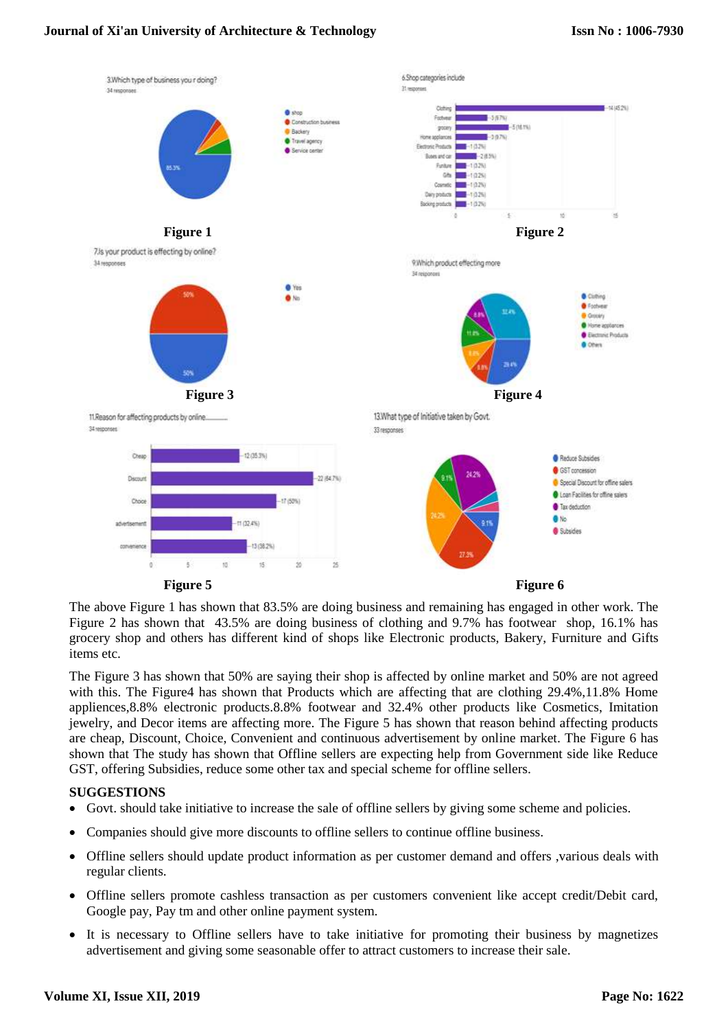Figure 1

Figure 2

Figure 3

Figure 4

Figure 5

Figure 6

The above Figure 1 has shown that 83.5% are doing business and remaining has engaged in other work. The Figure 2 has shown that 43.5% are doing business of clothing and 9.7% has footwear shop, 16.1% has grocery shop and others has different kind of shops like Electronic products, Bakery, Furniture and Gifts items etc.

The Figure 3 has shown that 50% are saying their shop is affected by online market and 50% are not agreed with this. The Figure4 has shown that Products which are affecting that are clothing 29.4%,11.8% Home appliences,8.8% electronic products.8.8% footwear and 32.4% other products like Cosmetics, Imitation jewelry, and Decor items are affecting more. The Figure 5 has shown that reason behind affecting products are cheap, Discount, Choice, Convenient and continuous advertisement by online market. The Figure 6 has shown that The study has shown that Offline sellers are expecting help from Government side like Reduce GST, offering Subsidies, reduce some other tax and special scheme for offline sellers.

## SUGGESTIONS

- Govt. should take initiative to increase the sale of offline sellers by giving some scheme and policies.
- Companies should give more discounts to offline sellers to continue offline business.
- Offline sellers should update product information as per customer demand and offers ,various deals with regular clients.
- Offline sellers promote cashless transaction as per customers convenient like accept credit/Debit card, Google pay, Pay tm and other online payment system.
- It is necessary to Offline sellers have to take initiative for promoting their business by magnetizes advertisement and giving some seasonable offer to attract customers to increase their sale.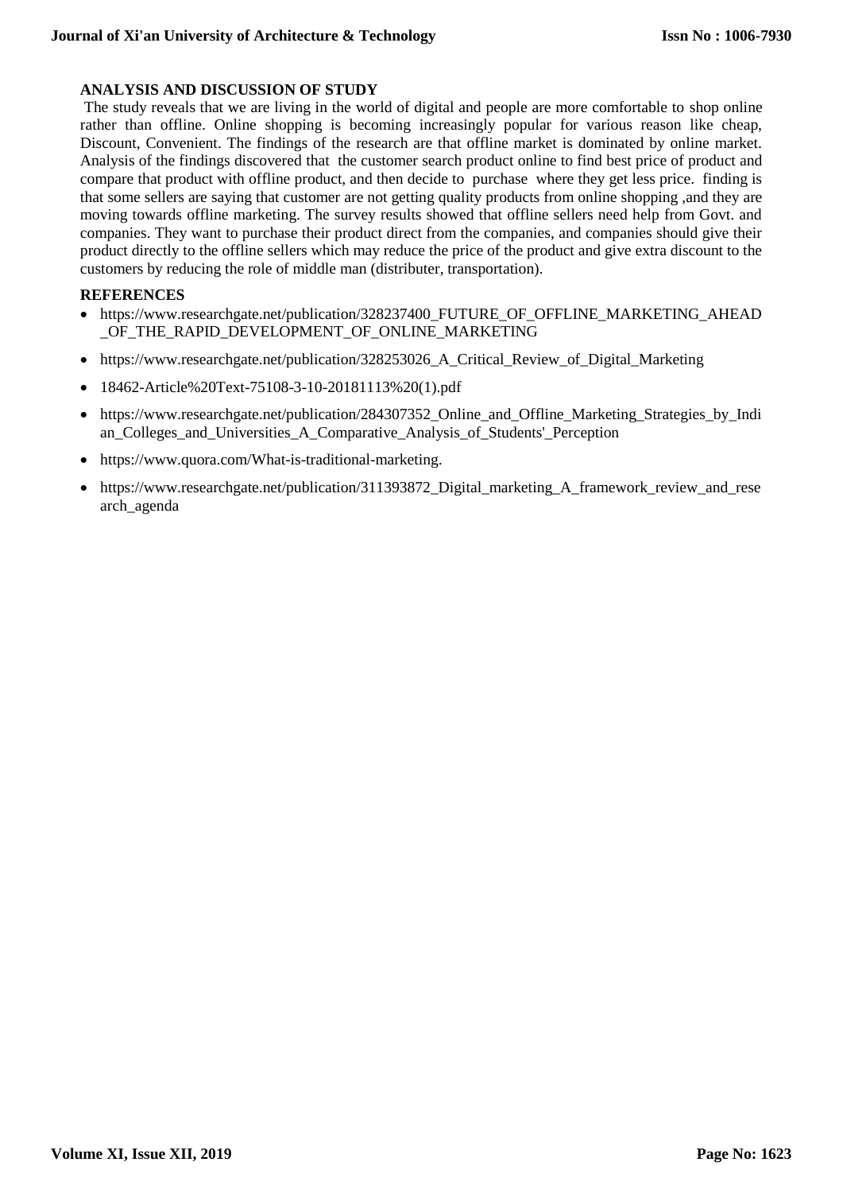## ANALYSIS AND DISCUSSION OF STUDY

The study reveals that we are living in the world of digital and people are more comfortable to shop online rather than offline. Online shopping is becoming increasingly popular for various reason like cheap, Discount, Convenient. The findings of the research are that offline market is dominated by online market. Analysis of the findings discovered that the customer search product online to find best price of product and compare that product with offline product, and then decide to purchase where they get less price. finding is that some sellers are saying that customer are not getting quality products from online shopping ,and they are moving towards offline marketing. The survey results showed that offline sellers need help from Govt. and companies. They want to purchase their product direct from the companies, and companies should give their product directly to the offline sellers which may reduce the price of the product and give extra discount to the customers by reducing the role of middle man (distributer, transportation).

## REFERENCES

- https://www.researchgate.net/publication/328237400_FUTURE_OF_OFFLINE_MARKETING_AHEAD_OF_THE_RAPID_DEVELOPMENT_OF_ONLINE_MARKETING
- https://www.researchgate.net/publication/328253026_A_Critical_Review_of_Digital_Marketing
- 18462-Article%20Text-75108-3-10-20181113%20(1).pdf
- https://www.researchgate.net/publication/284307352_Online_and_Offline_Marketing_Strategies_by_Indian_Colleges_and_Universities_A_Comparative_Analysis_of_Students'_Perception
- https://www.quora.com/What-is-traditional-marketing.
- https://www.researchgate.net/publication/311393872_Digital_marketing_A_framework_review_and_research_agenda